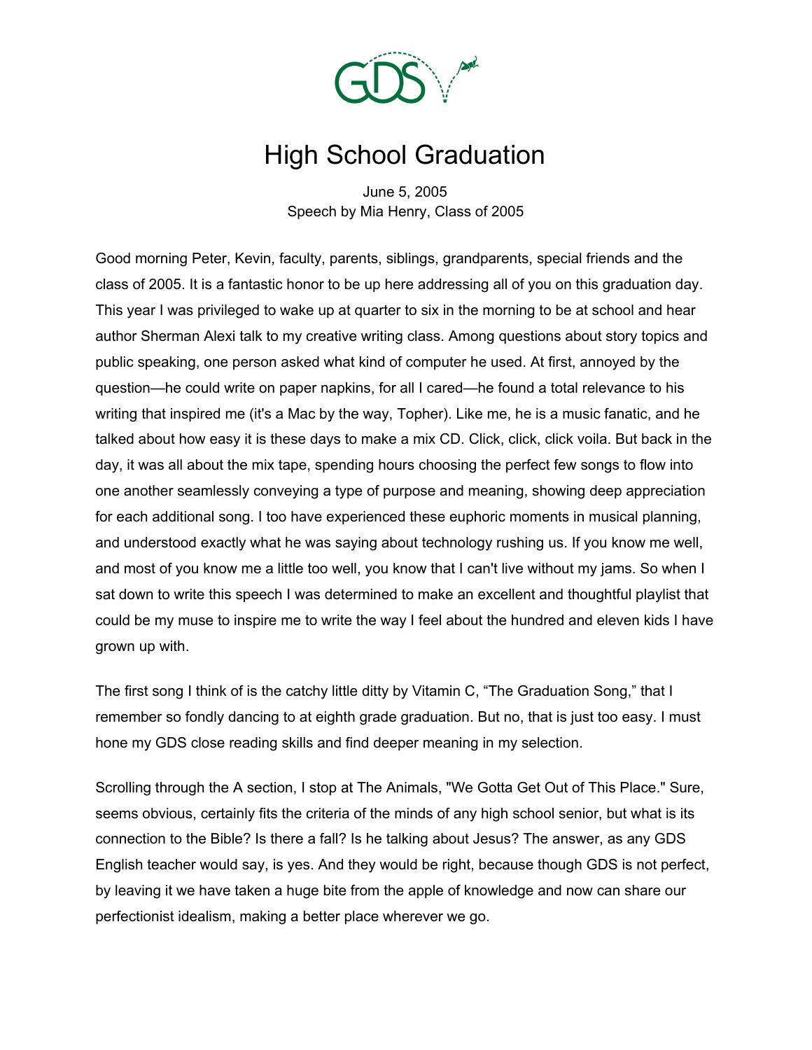# High School Graduation

June 5, 2005
Speech by Mia Henry, Class of 2005

Good morning Peter, Kevin, faculty, parents, siblings, grandparents, special friends and the class of 2005. It is a fantastic honor to be up here addressing all of you on this graduation day. This year I was privileged to wake up at quarter to six in the morning to be at school and hear author Sherman Alexi talk to my creative writing class. Among questions about story topics and public speaking, one person asked what kind of computer he used. At first, annoyed by the question—he could write on paper napkins, for all I cared—he found a total relevance to his writing that inspired me (it's a Mac by the way, Topher). Like me, he is a music fanatic, and he talked about how easy it is these days to make a mix CD. Click, click, click voila. But back in the day, it was all about the mix tape, spending hours choosing the perfect few songs to flow into one another seamlessly conveying a type of purpose and meaning, showing deep appreciation for each additional song. I too have experienced these euphoric moments in musical planning, and understood exactly what he was saying about technology rushing us. If you know me well, and most of you know me a little too well, you know that I can't live without my jams. So when I sat down to write this speech I was determined to make an excellent and thoughtful playlist that could be my muse to inspire me to write the way I feel about the hundred and eleven kids I have grown up with.

The first song I think of is the catchy little ditty by Vitamin C, "The Graduation Song," that I remember so fondly dancing to at eighth grade graduation. But no, that is just too easy. I must hone my GDS close reading skills and find deeper meaning in my selection.

Scrolling through the A section, I stop at The Animals, "We Gotta Get Out of This Place." Sure, seems obvious, certainly fits the criteria of the minds of any high school senior, but what is its connection to the Bible? Is there a fall? Is he talking about Jesus? The answer, as any GDS English teacher would say, is yes. And they would be right, because though GDS is not perfect, by leaving it we have taken a huge bite from the apple of knowledge and now can share our perfectionist idealism, making a better place wherever we go.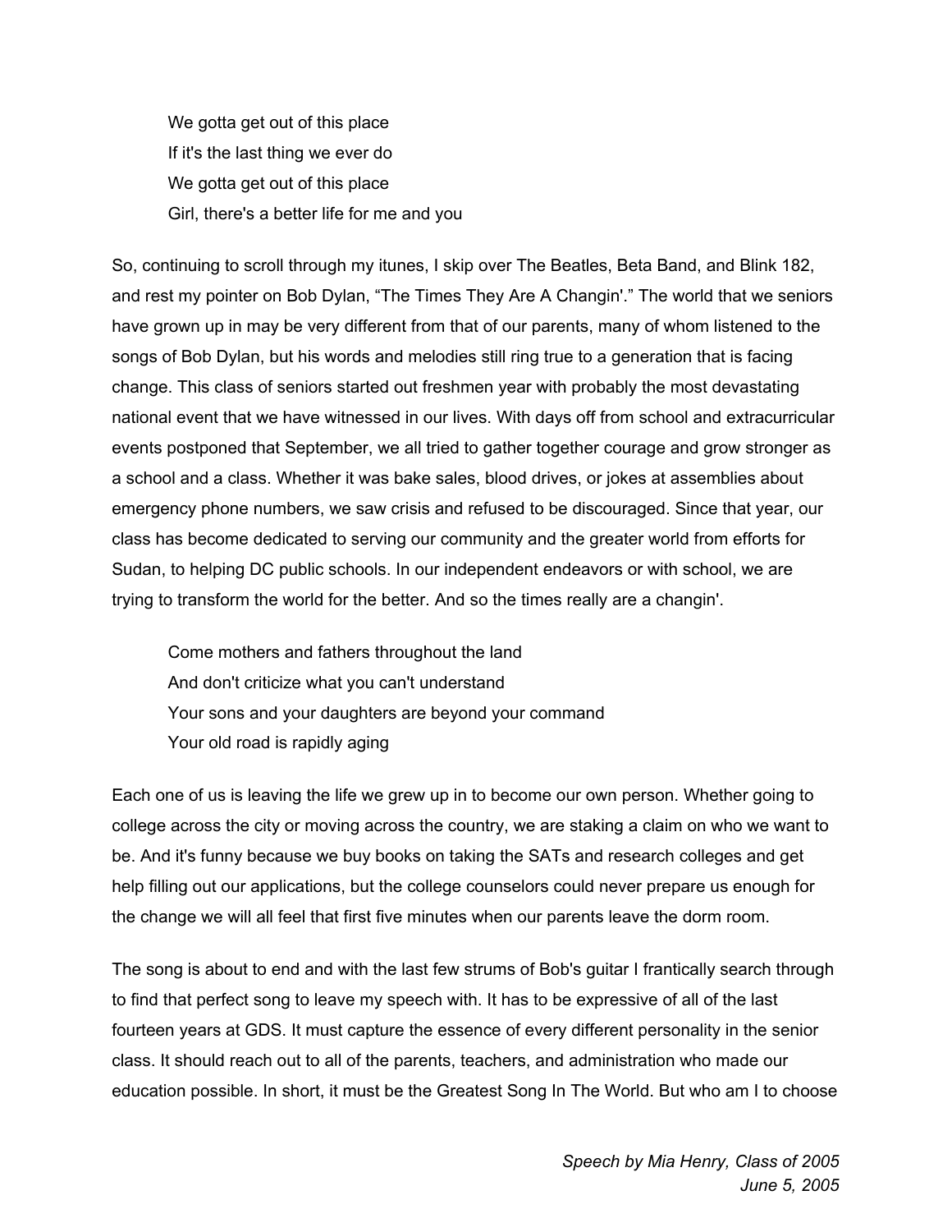> We gotta get out of this place
> If it's the last thing we ever do
> We gotta get out of this place
> Girl, there's a better life for me and you

So, continuing to scroll through my itunes, I skip over The Beatles, Beta Band, and Blink 182, and rest my pointer on Bob Dylan, "The Times They Are A Changin'." The world that we seniors have grown up in may be very different from that of our parents, many of whom listened to the songs of Bob Dylan, but his words and melodies still ring true to a generation that is facing change. This class of seniors started out freshmen year with probably the most devastating national event that we have witnessed in our lives. With days off from school and extracurricular events postponed that September, we all tried to gather together courage and grow stronger as a school and a class. Whether it was bake sales, blood drives, or jokes at assemblies about emergency phone numbers, we saw crisis and refused to be discouraged. Since that year, our class has become dedicated to serving our community and the greater world from efforts for Sudan, to helping DC public schools. In our independent endeavors or with school, we are trying to transform the world for the better. And so the times really are a changin'.

> Come mothers and fathers throughout the land
> And don't criticize what you can't understand
> Your sons and your daughters are beyond your command
> Your old road is rapidly aging

Each one of us is leaving the life we grew up in to become our own person. Whether going to college across the city or moving across the country, we are staking a claim on who we want to be. And it's funny because we buy books on taking the SATs and research colleges and get help filling out our applications, but the college counselors could never prepare us enough for the change we will all feel that first five minutes when our parents leave the dorm room.

The song is about to end and with the last few strums of Bob's guitar I frantically search through to find that perfect song to leave my speech with. It has to be expressive of all of the last fourteen years at GDS. It must capture the essence of every different personality in the senior class. It should reach out to all of the parents, teachers, and administration who made our education possible. In short, it must be the Greatest Song In The World. But who am I to choose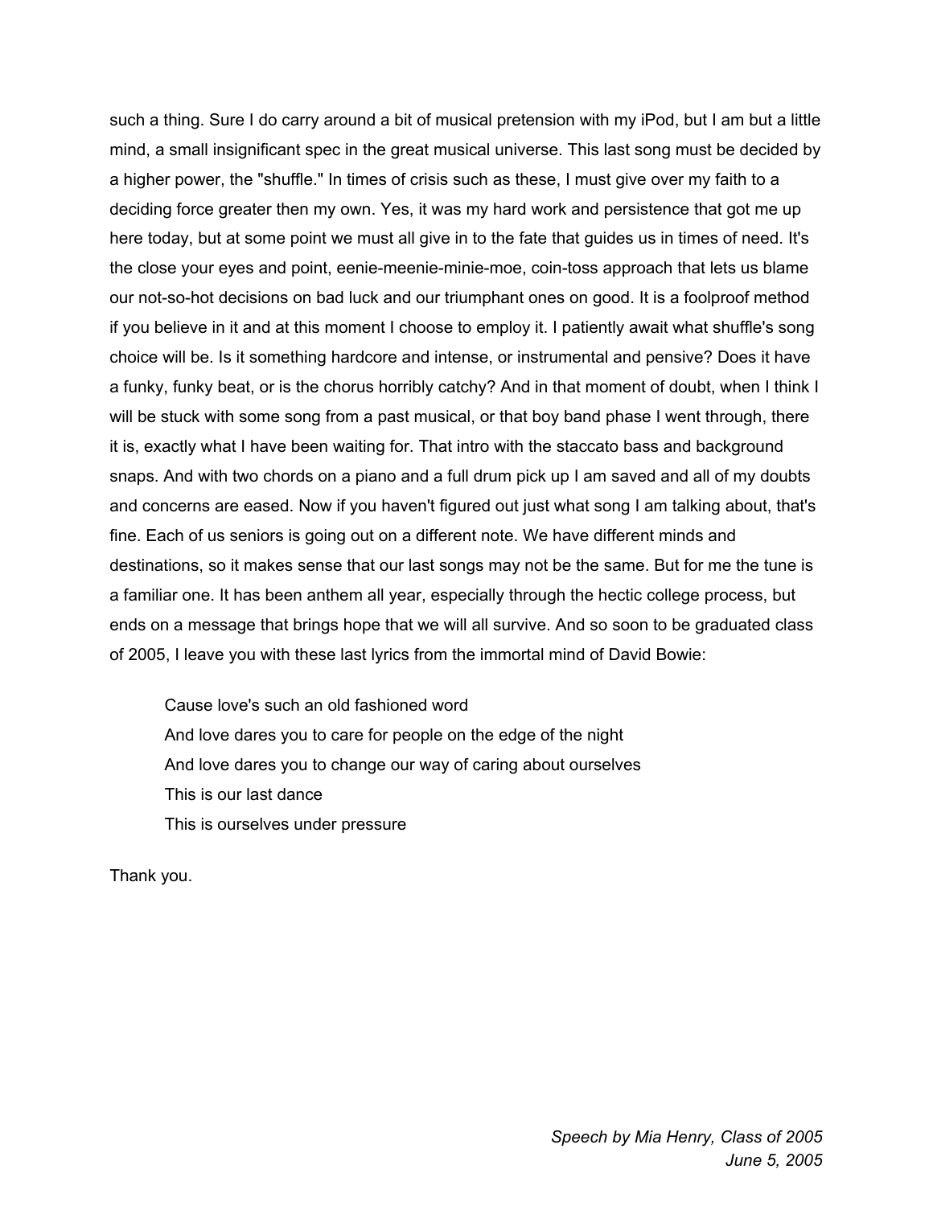such a thing. Sure I do carry around a bit of musical pretension with my iPod, but I am but a little mind, a small insignificant spec in the great musical universe. This last song must be decided by a higher power, the "shuffle." In times of crisis such as these, I must give over my faith to a deciding force greater then my own. Yes, it was my hard work and persistence that got me up here today, but at some point we must all give in to the fate that guides us in times of need. It's the close your eyes and point, eenie-meenie-minie-moe, coin-toss approach that lets us blame our not-so-hot decisions on bad luck and our triumphant ones on good. It is a foolproof method if you believe in it and at this moment I choose to employ it. I patiently await what shuffle's song choice will be. Is it something hardcore and intense, or instrumental and pensive? Does it have a funky, funky beat, or is the chorus horribly catchy? And in that moment of doubt, when I think I will be stuck with some song from a past musical, or that boy band phase I went through, there it is, exactly what I have been waiting for. That intro with the staccato bass and background snaps. And with two chords on a piano and a full drum pick up I am saved and all of my doubts and concerns are eased. Now if you haven't figured out just what song I am talking about, that's fine. Each of us seniors is going out on a different note. We have different minds and destinations, so it makes sense that our last songs may not be the same. But for me the tune is a familiar one. It has been anthem all year, especially through the hectic college process, but ends on a message that brings hope that we will all survive. And so soon to be graduated class of 2005, I leave you with these last lyrics from the immortal mind of David Bowie:

> Cause love's such an old fashioned word
> And love dares you to care for people on the edge of the night
> And love dares you to change our way of caring about ourselves
> This is our last dance
> This is ourselves under pressure

Thank you.

*Speech by Mia Henry, Class of 2005*
*June 5, 2005*